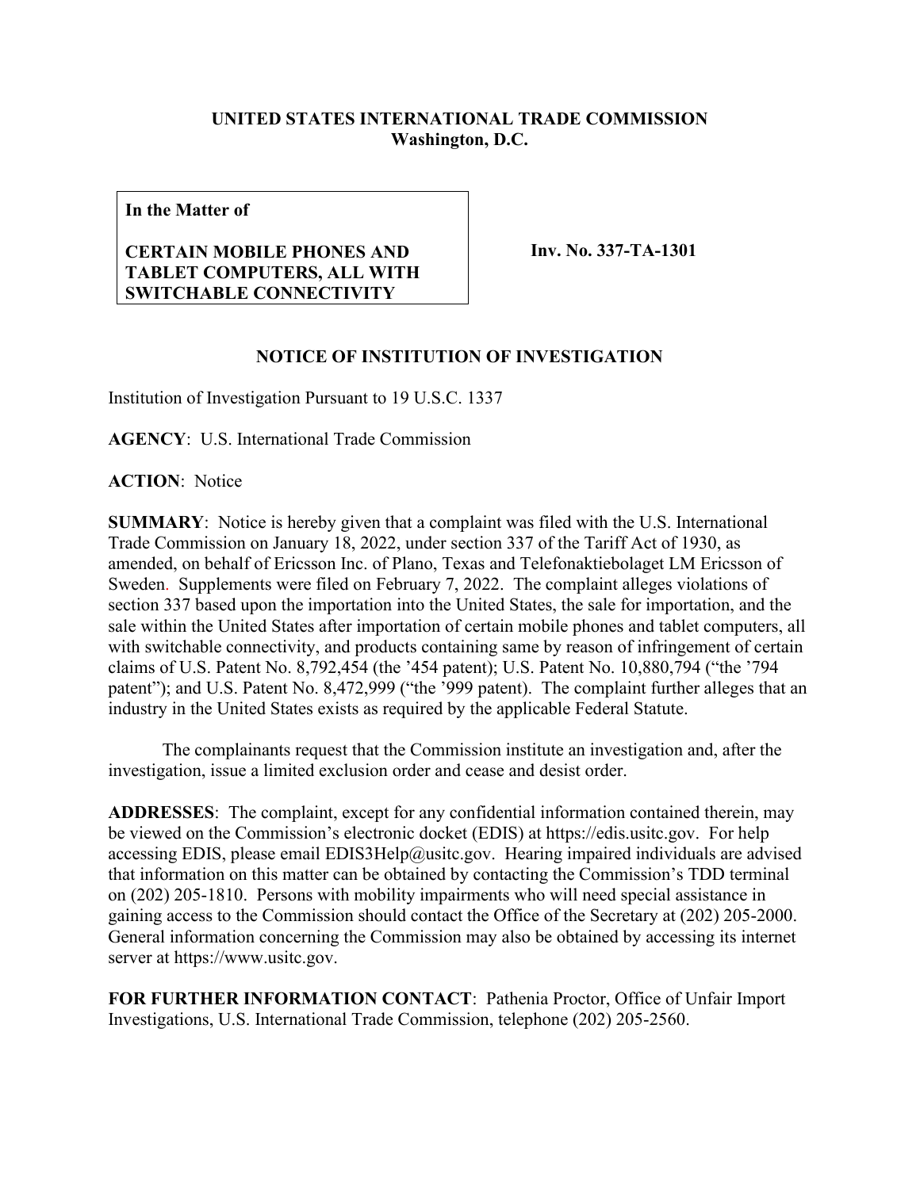**UNITED STATES INTERNATIONAL TRADE COMMISSION**
**Washington, D.C.**

| **In the Matter of**<br><br>**CERTAIN MOBILE PHONES AND TABLET COMPUTERS, ALL WITH SWITCHABLE CONNECTIVITY** | **Inv. No. 337-TA-1301** |
|---|---|

## NOTICE OF INSTITUTION OF INVESTIGATION

Institution of Investigation Pursuant to 19 U.S.C. 1337

**AGENCY**: U.S. International Trade Commission

**ACTION**: Notice

**SUMMARY**: Notice is hereby given that a complaint was filed with the U.S. International Trade Commission on January 18, 2022, under section 337 of the Tariff Act of 1930, as amended, on behalf of Ericsson Inc. of Plano, Texas and Telefonaktiebolaget LM Ericsson of Sweden. Supplements were filed on February 7, 2022. The complaint alleges violations of section 337 based upon the importation into the United States, the sale for importation, and the sale within the United States after importation of certain mobile phones and tablet computers, all with switchable connectivity, and products containing same by reason of infringement of certain claims of U.S. Patent No. 8,792,454 (the '454 patent); U.S. Patent No. 10,880,794 ("the '794 patent"); and U.S. Patent No. 8,472,999 ("the '999 patent). The complaint further alleges that an industry in the United States exists as required by the applicable Federal Statute.

The complainants request that the Commission institute an investigation and, after the investigation, issue a limited exclusion order and cease and desist order.

**ADDRESSES**: The complaint, except for any confidential information contained therein, may be viewed on the Commission's electronic docket (EDIS) at https://edis.usitc.gov. For help accessing EDIS, please email EDIS3Help@usitc.gov. Hearing impaired individuals are advised that information on this matter can be obtained by contacting the Commission's TDD terminal on (202) 205-1810. Persons with mobility impairments who will need special assistance in gaining access to the Commission should contact the Office of the Secretary at (202) 205-2000. General information concerning the Commission may also be obtained by accessing its internet server at https://www.usitc.gov.

**FOR FURTHER INFORMATION CONTACT**: Pathenia Proctor, Office of Unfair Import Investigations, U.S. International Trade Commission, telephone (202) 205-2560.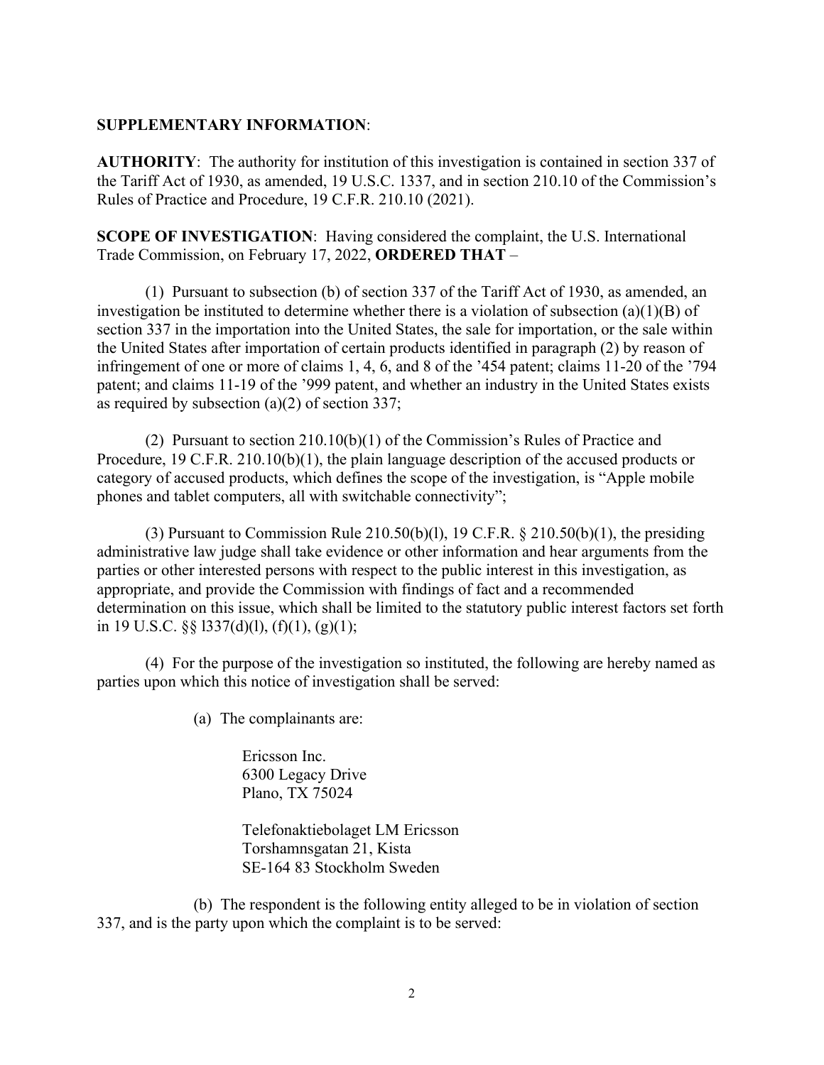**SUPPLEMENTARY INFORMATION**:

**AUTHORITY**: The authority for institution of this investigation is contained in section 337 of the Tariff Act of 1930, as amended, 19 U.S.C. 1337, and in section 210.10 of the Commission's Rules of Practice and Procedure, 19 C.F.R. 210.10 (2021).

**SCOPE OF INVESTIGATION**: Having considered the complaint, the U.S. International Trade Commission, on February 17, 2022, **ORDERED THAT** –

(1) Pursuant to subsection (b) of section 337 of the Tariff Act of 1930, as amended, an investigation be instituted to determine whether there is a violation of subsection (a)(1)(B) of section 337 in the importation into the United States, the sale for importation, or the sale within the United States after importation of certain products identified in paragraph (2) by reason of infringement of one or more of claims 1, 4, 6, and 8 of the '454 patent; claims 11-20 of the '794 patent; and claims 11-19 of the '999 patent, and whether an industry in the United States exists as required by subsection (a)(2) of section 337;

(2) Pursuant to section 210.10(b)(1) of the Commission's Rules of Practice and Procedure, 19 C.F.R. 210.10(b)(1), the plain language description of the accused products or category of accused products, which defines the scope of the investigation, is "Apple mobile phones and tablet computers, all with switchable connectivity";

(3) Pursuant to Commission Rule 210.50(b)(l), 19 C.F.R. § 210.50(b)(1), the presiding administrative law judge shall take evidence or other information and hear arguments from the parties or other interested persons with respect to the public interest in this investigation, as appropriate, and provide the Commission with findings of fact and a recommended determination on this issue, which shall be limited to the statutory public interest factors set forth in 19 U.S.C. §§ l337(d)(l), (f)(1), (g)(1);

(4) For the purpose of the investigation so instituted, the following are hereby named as parties upon which this notice of investigation shall be served:

(a) The complainants are:

Ericsson Inc.
6300 Legacy Drive
Plano, TX 75024

Telefonaktiebolaget LM Ericsson
Torshamnsgatan 21, Kista
SE-164 83 Stockholm Sweden

(b) The respondent is the following entity alleged to be in violation of section 337, and is the party upon which the complaint is to be served: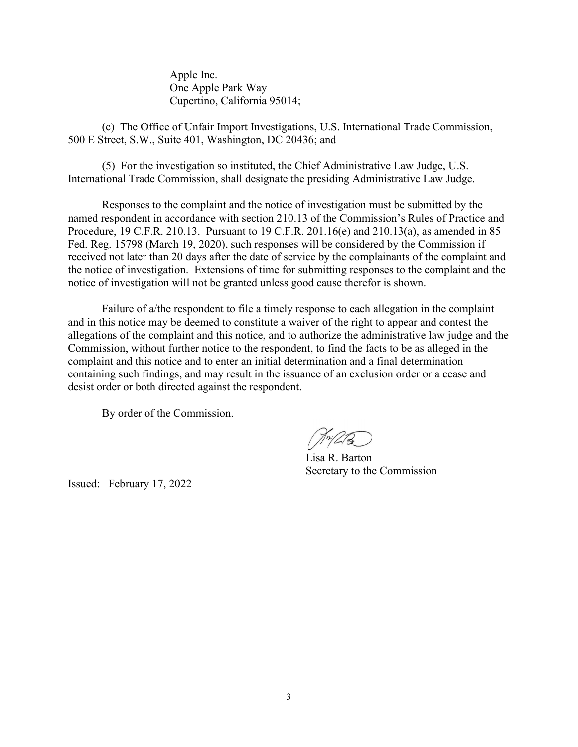Apple Inc.
One Apple Park Way
Cupertino, California 95014;

(c) The Office of Unfair Import Investigations, U.S. International Trade Commission, 500 E Street, S.W., Suite 401, Washington, DC 20436; and

(5) For the investigation so instituted, the Chief Administrative Law Judge, U.S. International Trade Commission, shall designate the presiding Administrative Law Judge.

Responses to the complaint and the notice of investigation must be submitted by the named respondent in accordance with section 210.13 of the Commission's Rules of Practice and Procedure, 19 C.F.R. 210.13. Pursuant to 19 C.F.R. 201.16(e) and 210.13(a), as amended in 85 Fed. Reg. 15798 (March 19, 2020), such responses will be considered by the Commission if received not later than 20 days after the date of service by the complainants of the complaint and the notice of investigation. Extensions of time for submitting responses to the complaint and the notice of investigation will not be granted unless good cause therefor is shown.

Failure of a/the respondent to file a timely response to each allegation in the complaint and in this notice may be deemed to constitute a waiver of the right to appear and contest the allegations of the complaint and this notice, and to authorize the administrative law judge and the Commission, without further notice to the respondent, to find the facts to be as alleged in the complaint and this notice and to enter an initial determination and a final determination containing such findings, and may result in the issuance of an exclusion order or a cease and desist order or both directed against the respondent.

By order of the Commission.

Lisa R. Barton
Secretary to the Commission

Issued: February 17, 2022